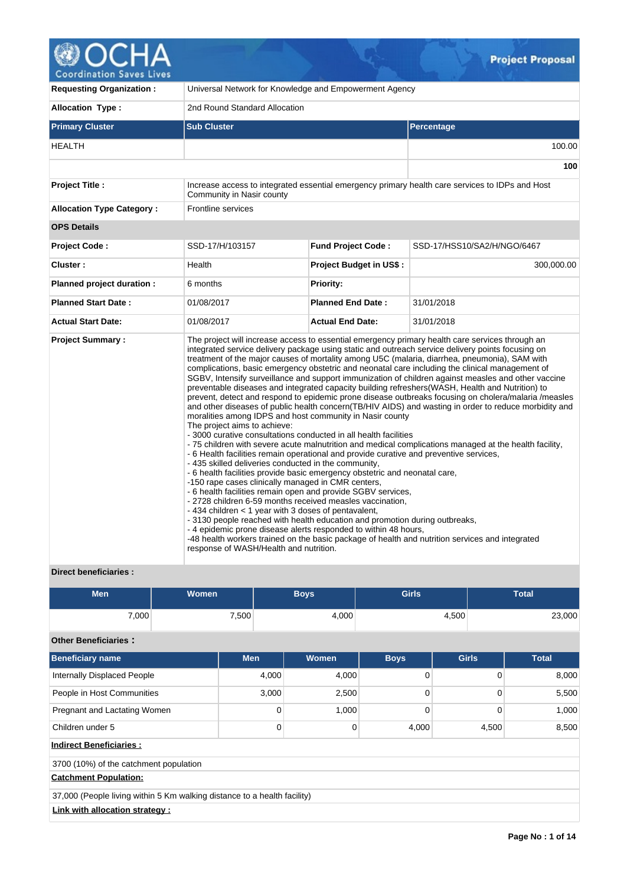# Project Proposal

| | |
|---|---|
| **Requesting Organization :** | Universal Network for Knowledge and Empowerment Agency |
| **Allocation Type :** | 2nd Round Standard Allocation |

| Primary Cluster | Sub Cluster | Percentage |
|---|---|---|
| HEALTH | | 100.00 |
| | | **100** |

| | |
|---|---|
| **Project Title :** | Increase access to integrated essential emergency primary health care services to IDPs and Host Community in Nasir county |
| **Allocation Type Category :** | Frontline services |

**OPS Details**

| | | | |
|---|---|---|---|
| **Project Code :** | SSD-17/H/103157 | **Fund Project Code :** | SSD-17/HSS10/SA2/H/NGO/6467 |
| **Cluster :** | Health | **Project Budget in US$ :** | 300,000.00 |
| **Planned project duration :** | 6 months | **Priority:** | |
| **Planned Start Date :** | 01/08/2017 | **Planned End Date :** | 31/01/2018 |
| **Actual Start Date:** | 01/08/2017 | **Actual End Date:** | 31/01/2018 |

**Project Summary :**

The project will increase access to essential emergency primary health care services through an integrated service delivery package using static and outreach service delivery points focusing on treatment of the major causes of mortality among U5C (malaria, diarrhea, pneumonia), SAM with complications, basic emergency obstetric and neonatal care including the clinical management of SGBV, Intensify surveillance and support immunization of children against measles and other vaccine preventable diseases and integrated capacity building refreshers(WASH, Health and Nutrition) to prevent, detect and respond to epidemic prone disease outbreaks focusing on cholera/malaria /measles and other diseases of public health concern(TB/HIV AIDS) and wasting in order to reduce morbidity and moralities among IDPS and host community in Nasir county
The project aims to achieve:
- 3000 curative consultations conducted in all health facilities
- 75 children with severe acute malnutrition and medical complications managed at the health facility,
- 6 Health facilities remain operational and provide curative and preventive services,
- 435 skilled deliveries conducted in the community,
- 6 health facilities provide basic emergency obstetric and neonatal care,
-150 rape cases clinically managed in CMR centers,
- 6 health facilities remain open and provide SGBV services,
- 2728 children 6-59 months received measles vaccination,
- 434 children < 1 year with 3 doses of pentavalent,
- 3130 people reached with health education and promotion during outbreaks,
- 4 epidemic prone disease alerts responded to within 48 hours,
-48 health workers trained on the basic package of health and nutrition services and integrated response of WASH/Health and nutrition.

**Direct beneficiaries :**

| Men | Women | Boys | Girls | Total |
|---|---|---|---|---|
| 7,000 | 7,500 | 4,000 | 4,500 | 23,000 |

**Other Beneficiaries :**

| Beneficiary name | Men | Women | Boys | Girls | Total |
|---|---|---|---|---|---|
| Internally Displaced People | 4,000 | 4,000 | 0 | 0 | 8,000 |
| People in Host Communities | 3,000 | 2,500 | 0 | 0 | 5,500 |
| Pregnant and Lactating Women | 0 | 1,000 | 0 | 0 | 1,000 |
| Children under 5 | 0 | 0 | 4,000 | 4,500 | 8,500 |

**Indirect Beneficiaries :**

3700 (10%) of the catchment population

**Catchment Population:**

37,000 (People living within 5 Km walking distance to a health facility)

**Link with allocation strategy :**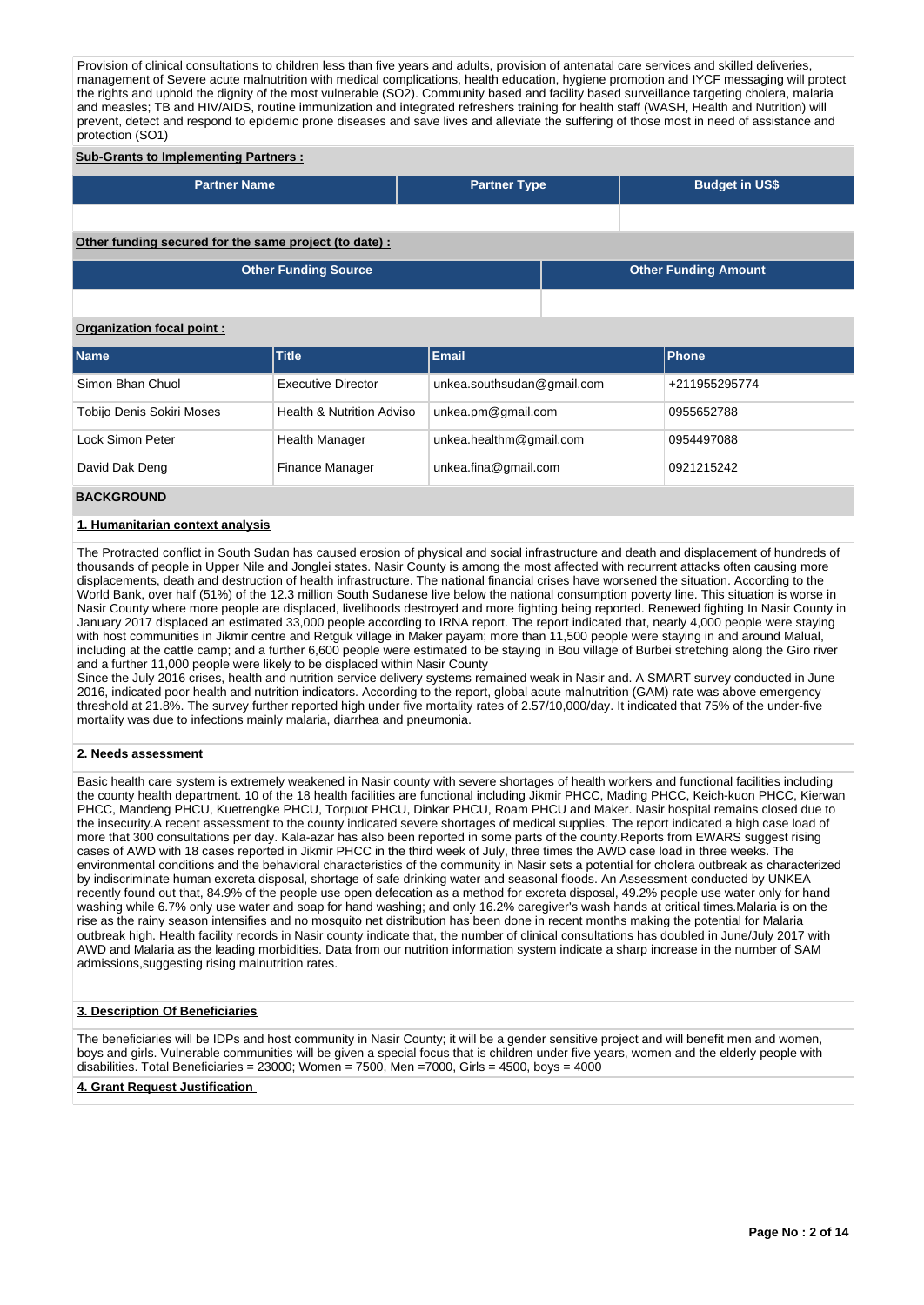Provision of clinical consultations to children less than five years and adults, provision of antenatal care services and skilled deliveries, management of Severe acute malnutrition with medical complications, health education, hygiene promotion and IYCF messaging will protect the rights and uphold the dignity of the most vulnerable (SO2). Community based and facility based surveillance targeting cholera, malaria and measles; TB and HIV/AIDS, routine immunization and integrated refreshers training for health staff (WASH, Health and Nutrition) will prevent, detect and respond to epidemic prone diseases and save lives and alleviate the suffering of those most in need of assistance and protection (SO1)

**Sub-Grants to Implementing Partners :**

| Partner Name | Partner Type | Budget in US$ |
|---|---|---|
| | | |

**Other funding secured for the same project (to date) :**

| Other Funding Source | Other Funding Amount |
|---|---|
| | |

**Organization focal point :**

| Name | Title | Email | Phone |
|---|---|---|---|
| Simon Bhan Chuol | Executive Director | unkea.southsudan@gmail.com | +211955295774 |
| Tobijo Denis Sokiri Moses | Health & Nutrition Adviso | unkea.pm@gmail.com | 0955652788 |
| Lock Simon Peter | Health Manager | unkea.healthm@gmail.com | 0954497088 |
| David Dak Deng | Finance Manager | unkea.fina@gmail.com | 0921215242 |

## BACKGROUND

### 1. Humanitarian context analysis

The Protracted conflict in South Sudan has caused erosion of physical and social infrastructure and death and displacement of hundreds of thousands of people in Upper Nile and Jonglei states. Nasir County is among the most affected with recurrent attacks often causing more displacements, death and destruction of health infrastructure. The national financial crises have worsened the situation. According to the World Bank, over half (51%) of the 12.3 million South Sudanese live below the national consumption poverty line. This situation is worse in Nasir County where more people are displaced, livelihoods destroyed and more fighting being reported. Renewed fighting In Nasir County in January 2017 displaced an estimated 33,000 people according to IRNA report. The report indicated that, nearly 4,000 people were staying with host communities in Jikmir centre and Retguk village in Maker payam; more than 11,500 people were staying in and around Malual, including at the cattle camp; and a further 6,600 people were estimated to be staying in Bou village of Burbei stretching along the Giro river and a further 11,000 people were likely to be displaced within Nasir County

Since the July 2016 crises, health and nutrition service delivery systems remained weak in Nasir and. A SMART survey conducted in June 2016, indicated poor health and nutrition indicators. According to the report, global acute malnutrition (GAM) rate was above emergency threshold at 21.8%. The survey further reported high under five mortality rates of 2.57/10,000/day. It indicated that 75% of the under-five mortality was due to infections mainly malaria, diarrhea and pneumonia.

### 2. Needs assessment

Basic health care system is extremely weakened in Nasir county with severe shortages of health workers and functional facilities including the county health department. 10 of the 18 health facilities are functional including Jikmir PHCC, Mading PHCC, Keich-kuon PHCC, Kierwan PHCC, Mandeng PHCU, Kuetrengke PHCU, Torpuot PHCU, Dinkar PHCU, Roam PHCU and Maker. Nasir hospital remains closed due to the insecurity.A recent assessment to the county indicated severe shortages of medical supplies. The report indicated a high case load of more that 300 consultations per day. Kala-azar has also been reported in some parts of the county.Reports from EWARS suggest rising cases of AWD with 18 cases reported in Jikmir PHCC in the third week of July, three times the AWD case load in three weeks. The environmental conditions and the behavioral characteristics of the community in Nasir sets a potential for cholera outbreak as characterized by indiscriminate human excreta disposal, shortage of safe drinking water and seasonal floods. An Assessment conducted by UNKEA recently found out that, 84.9% of the people use open defecation as a method for excreta disposal, 49.2% people use water only for hand washing while 6.7% only use water and soap for hand washing; and only 16.2% caregiver's wash hands at critical times.Malaria is on the rise as the rainy season intensifies and no mosquito net distribution has been done in recent months making the potential for Malaria outbreak high. Health facility records in Nasir county indicate that, the number of clinical consultations has doubled in June/July 2017 with AWD and Malaria as the leading morbidities. Data from our nutrition information system indicate a sharp increase in the number of SAM admissions,suggesting rising malnutrition rates.

### 3. Description Of Beneficiaries

The beneficiaries will be IDPs and host community in Nasir County; it will be a gender sensitive project and will benefit men and women, boys and girls. Vulnerable communities will be given a special focus that is children under five years, women and the elderly people with disabilities. Total Beneficiaries = 23000; Women = 7500, Men =7000, Girls = 4500, boys = 4000

### 4. Grant Request Justification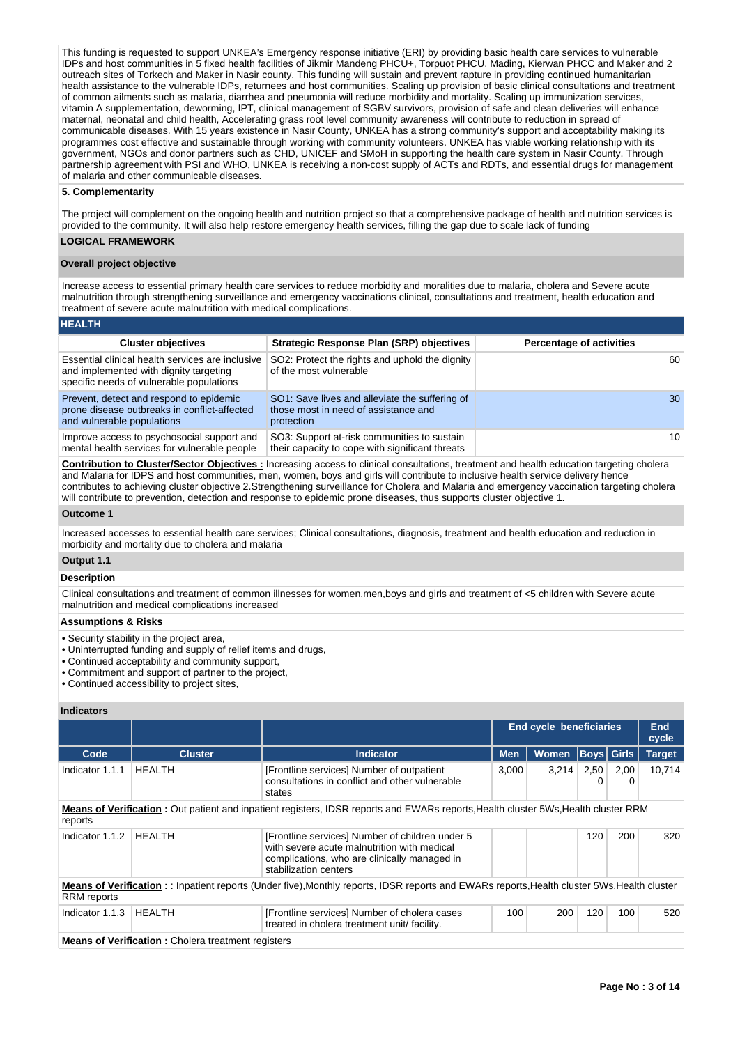This funding is requested to support UNKEA's Emergency response initiative (ERI) by providing basic health care services to vulnerable IDPs and host communities in 5 fixed health facilities of Jikmir Mandeng PHCU+, Torpuot PHCU, Mading, Kierwan PHCC and Maker and 2 outreach sites of Torkech and Maker in Nasir county. This funding will sustain and prevent rapture in providing continued humanitarian health assistance to the vulnerable IDPs, returnees and host communities. Scaling up provision of basic clinical consultations and treatment of common ailments such as malaria, diarrhea and pneumonia will reduce morbidity and mortality. Scaling up immunization services, vitamin A supplementation, deworming, IPT, clinical management of SGBV survivors, provision of safe and clean deliveries will enhance maternal, neonatal and child health, Accelerating grass root level community awareness will contribute to reduction in spread of communicable diseases. With 15 years existence in Nasir County, UNKEA has a strong community's support and acceptability making its programmes cost effective and sustainable through working with community volunteers. UNKEA has viable working relationship with its government, NGOs and donor partners such as CHD, UNICEF and SMoH in supporting the health care system in Nasir County. Through partnership agreement with PSI and WHO, UNKEA is receiving a non-cost supply of ACTs and RDTs, and essential drugs for management of malaria and other communicable diseases.

**5. Complementarity**

The project will complement on the ongoing health and nutrition project so that a comprehensive package of health and nutrition services is provided to the community. It will also help restore emergency health services, filling the gap due to scale lack of funding

## LOGICAL FRAMEWORK

### Overall project objective

Increase access to essential primary health care services to reduce morbidity and moralities due to malaria, cholera and Severe acute malnutrition through strengthening surveillance and emergency vaccinations clinical, consultations and treatment, health education and treatment of severe acute malnutrition with medical complications.

### HEALTH

| Cluster objectives | Strategic Response Plan (SRP) objectives | Percentage of activities |
|---|---|---|
| Essential clinical health services are inclusive and implemented with dignity targeting specific needs of vulnerable populations | SO2: Protect the rights and uphold the dignity of the most vulnerable | 60 |
| Prevent, detect and respond to epidemic prone disease outbreaks in conflict-affected and vulnerable populations | SO1: Save lives and alleviate the suffering of those most in need of assistance and protection | 30 |
| Improve access to psychosocial support and mental health services for vulnerable people | SO3: Support at-risk communities to sustain their capacity to cope with significant threats | 10 |

**Contribution to Cluster/Sector Objectives :** Increasing access to clinical consultations, treatment and health education targeting cholera and Malaria for IDPS and host communities, men, women, boys and girls will contribute to inclusive health service delivery hence contributes to achieving cluster objective 2.Strengthening surveillance for Cholera and Malaria and emergency vaccination targeting cholera will contribute to prevention, detection and response to epidemic prone diseases, thus supports cluster objective 1.

### Outcome 1

Increased accesses to essential health care services; Clinical consultations, diagnosis, treatment and health education and reduction in morbidity and mortality due to cholera and malaria

### Output 1.1

**Description**

Clinical consultations and treatment of common illnesses for women,men,boys and girls and treatment of <5 children with Severe acute malnutrition and medical complications increased

**Assumptions & Risks**

- Security stability in the project area,
- Uninterrupted funding and supply of relief items and drugs,
- Continued acceptability and community support,
- Commitment and support of partner to the project,
- Continued accessibility to project sites,

**Indicators**

| | | | End cycle beneficiaries | | | | End cycle |
|---|---|---|---|---|---|---|---|
| Code | Cluster | Indicator | Men | Women | Boys | Girls | Target |
| Indicator 1.1.1 | HEALTH | [Frontline services] Number of outpatient consultations in conflict and other vulnerable states | 3,000 | 3,214 | 2,500 | 2,000 | 10,714 |
| **Means of Verification :** Out patient and inpatient registers, IDSR reports and EWARs reports,Health cluster 5Ws,Health cluster RRM reports | | | | | | | |
| Indicator 1.1.2 | HEALTH | [Frontline services] Number of children under 5 with severe acute malnutrition with medical complications, who are clinically managed in stabilization centers | | | 120 | 200 | 320 |
| **Means of Verification :** : Inpatient reports (Under five),Monthly reports, IDSR reports and EWARs reports,Health cluster 5Ws,Health cluster RRM reports | | | | | | | |
| Indicator 1.1.3 | HEALTH | [Frontline services] Number of cholera cases treated in cholera treatment unit/ facility. | 100 | 200 | 120 | 100 | 520 |
| **Means of Verification :** Cholera treatment registers | | | | | | | |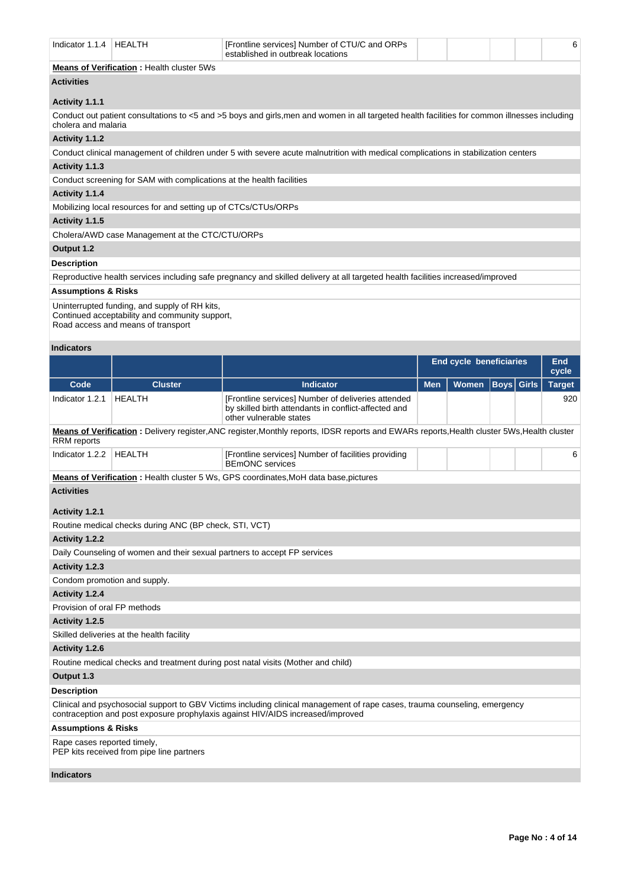| Code | Cluster | Indicator | Men | Women | Boys | Girls | End cycle Target |
|---|---|---|---|---|---|---|---|
| Indicator 1.1.4 | HEALTH | [Frontline services] Number of CTU/C and ORPs established in outbreak locations | | | | | 6 |

**Means of Verification :** Health cluster 5Ws

**Activities**

**Activity 1.1.1**

Conduct out patient consultations to <5 and >5 boys and girls,men and women in all targeted health facilities for common illnesses including cholera and malaria

**Activity 1.1.2**

Conduct clinical management of children under 5 with severe acute malnutrition with medical complications in stabilization centers

**Activity 1.1.3**

Conduct screening for SAM with complications at the health facilities

**Activity 1.1.4**

Mobilizing local resources for and setting up of CTCs/CTUs/ORPs

**Activity 1.1.5**

Cholera/AWD case Management at the CTC/CTU/ORPs

**Output 1.2**

**Description**

Reproductive health services including safe pregnancy and skilled delivery at all targeted health facilities increased/improved

**Assumptions & Risks**

Uninterrupted funding, and supply of RH kits,
Continued acceptability and community support,
Road access and means of transport

**Indicators**

| | | | End cycle beneficiaries | | | | End cycle |
|---|---|---|---|---|---|---|---|
| Code | Cluster | Indicator | Men | Women | Boys | Girls | Target |
| Indicator 1.2.1 | HEALTH | [Frontline services] Number of deliveries attended by skilled birth attendants in conflict-affected and other vulnerable states | | | | | 920 |

**Means of Verification :** Delivery register,ANC register,Monthly reports, IDSR reports and EWARs reports,Health cluster 5Ws,Health cluster RRM reports

| Code | Cluster | Indicator | Men | Women | Boys | Girls | Target |
|---|---|---|---|---|---|---|---|
| Indicator 1.2.2 | HEALTH | [Frontline services] Number of facilities providing BEmONC services | | | | | 6 |

**Means of Verification :** Health cluster 5 Ws, GPS coordinates,MoH data base,pictures

**Activities**

**Activity 1.2.1**

Routine medical checks during ANC (BP check, STI, VCT)

**Activity 1.2.2**

Daily Counseling of women and their sexual partners to accept FP services

**Activity 1.2.3**

Condom promotion and supply.

**Activity 1.2.4**

Provision of oral FP methods

**Activity 1.2.5**

Skilled deliveries at the health facility

**Activity 1.2.6**

Routine medical checks and treatment during post natal visits (Mother and child)

**Output 1.3**

**Description**

Clinical and psychosocial support to GBV Victims including clinical management of rape cases, trauma counseling, emergency contraception and post exposure prophylaxis against HIV/AIDS increased/improved

**Assumptions & Risks**

Rape cases reported timely,
PEP kits received from pipe line partners

**Indicators**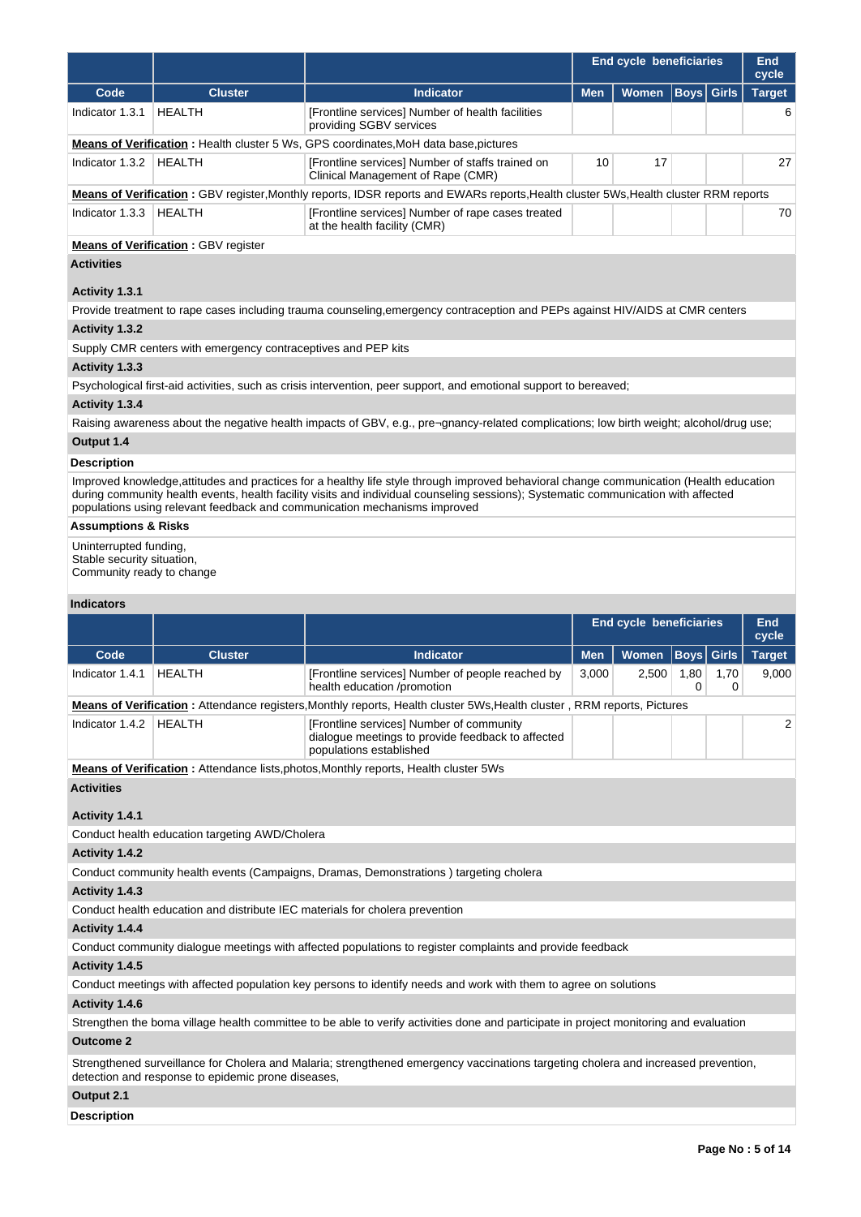| | | | End cycle beneficiaries | | | | End cycle |
|---|---|---|---|---|---|---|---|
| **Code** | **Cluster** | **Indicator** | **Men** | **Women** | **Boys** | **Girls** | **Target** |
| Indicator 1.3.1 | HEALTH | [Frontline services] Number of health facilities providing SGBV services | | | | | 6 |

**Means of Verification :** Health cluster 5 Ws, GPS coordinates,MoH data base,pictures

| Code | Cluster | Indicator | Men | Women | Boys | Girls | Target |
|---|---|---|---|---|---|---|---|
| Indicator 1.3.2 | HEALTH | [Frontline services] Number of staffs trained on Clinical Management of Rape (CMR) | 10 | 17 | | | 27 |

**Means of Verification :** GBV register,Monthly reports, IDSR reports and EWARs reports,Health cluster 5Ws,Health cluster RRM reports

| Code | Cluster | Indicator | Men | Women | Boys | Girls | Target |
|---|---|---|---|---|---|---|---|
| Indicator 1.3.3 | HEALTH | [Frontline services] Number of rape cases treated at the health facility (CMR) | | | | | 70 |

**Means of Verification :** GBV register

**Activities**

**Activity 1.3.1**

Provide treatment to rape cases including trauma counseling,emergency contraception and PEPs against HIV/AIDS at CMR centers

**Activity 1.3.2**

Supply CMR centers with emergency contraceptives and PEP kits

**Activity 1.3.3**

Psychological first-aid activities, such as crisis intervention, peer support, and emotional support to bereaved;

**Activity 1.3.4**

Raising awareness about the negative health impacts of GBV, e.g., pre¬gnancy-related complications; low birth weight; alcohol/drug use;

**Output 1.4**

**Description**

Improved knowledge,attitudes and practices for a healthy life style through improved behavioral change communication (Health education during community health events, health facility visits and individual counseling sessions); Systematic communication with affected populations using relevant feedback and communication mechanisms improved

**Assumptions & Risks**

Uninterrupted funding,
Stable security situation,
Community ready to change

**Indicators**

| | | | End cycle beneficiaries | | | | End cycle |
|---|---|---|---|---|---|---|---|
| **Code** | **Cluster** | **Indicator** | **Men** | **Women** | **Boys** | **Girls** | **Target** |
| Indicator 1.4.1 | HEALTH | [Frontline services] Number of people reached by health education /promotion | 3,000 | 2,500 | 1,800 | 1,700 | 9,000 |

**Means of Verification :** Attendance registers,Monthly reports, Health cluster 5Ws,Health cluster , RRM reports, Pictures

| Code | Cluster | Indicator | Men | Women | Boys | Girls | Target |
|---|---|---|---|---|---|---|---|
| Indicator 1.4.2 | HEALTH | [Frontline services] Number of community dialogue meetings to provide feedback to affected populations established | | | | | 2 |

**Means of Verification :** Attendance lists,photos,Monthly reports, Health cluster 5Ws

**Activities**

**Activity 1.4.1**

Conduct health education targeting AWD/Cholera

**Activity 1.4.2**

Conduct community health events (Campaigns, Dramas, Demonstrations ) targeting cholera

**Activity 1.4.3**

Conduct health education and distribute IEC materials for cholera prevention

**Activity 1.4.4**

Conduct community dialogue meetings with affected populations to register complaints and provide feedback

**Activity 1.4.5**

Conduct meetings with affected population key persons to identify needs and work with them to agree on solutions

**Activity 1.4.6**

Strengthen the boma village health committee to be able to verify activities done and participate in project monitoring and evaluation

**Outcome 2**

Strengthened surveillance for Cholera and Malaria; strengthened emergency vaccinations targeting cholera and increased prevention, detection and response to epidemic prone diseases,

**Output 2.1**

**Description**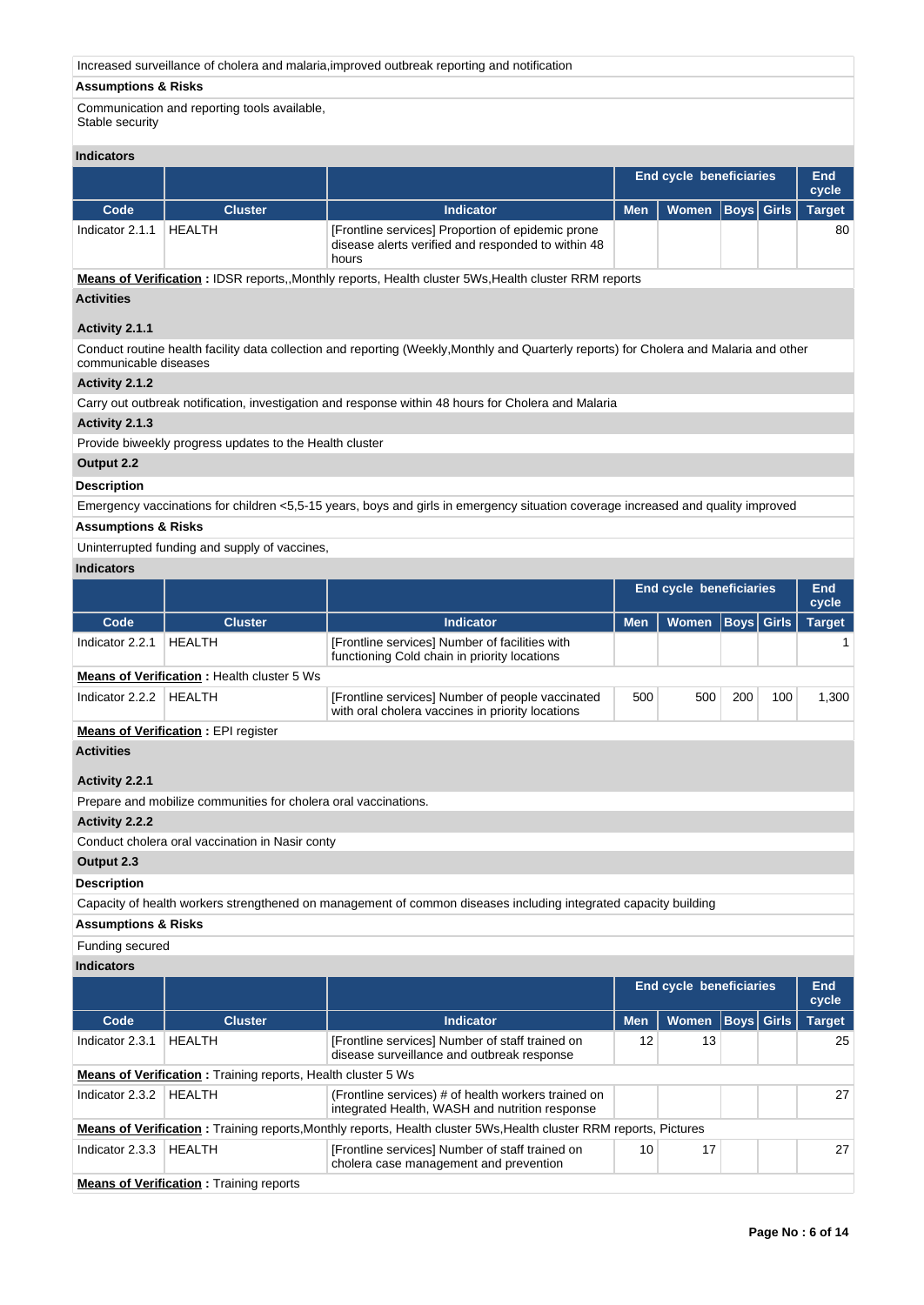Increased surveillance of cholera and malaria,improved outbreak reporting and notification

**Assumptions & Risks**

Communication and reporting tools available,
Stable security

**Indicators**

| | | | End cycle beneficiaries | | | | End cycle |
|---|---|---|---|---|---|---|---|
| **Code** | **Cluster** | **Indicator** | **Men** | **Women** | **Boys** | **Girls** | **Target** |
| Indicator 2.1.1 | HEALTH | [Frontline services] Proportion of epidemic prone disease alerts verified and responded to within 48 hours | | | | | 80 |

**Means of Verification :** IDSR reports,,Monthly reports, Health cluster 5Ws,Health cluster RRM reports

**Activities**

**Activity 2.1.1**

Conduct routine health facility data collection and reporting (Weekly,Monthly and Quarterly reports) for Cholera and Malaria and other communicable diseases

**Activity 2.1.2**

Carry out outbreak notification, investigation and response within 48 hours for Cholera and Malaria

**Activity 2.1.3**

Provide biweekly progress updates to the Health cluster

**Output 2.2**

**Description**

Emergency vaccinations for children <5,5-15 years, boys and girls in emergency situation coverage increased and quality improved

**Assumptions & Risks**

Uninterrupted funding and supply of vaccines,

**Indicators**

| | | | End cycle beneficiaries | | | | End cycle |
|---|---|---|---|---|---|---|---|
| **Code** | **Cluster** | **Indicator** | **Men** | **Women** | **Boys** | **Girls** | **Target** |
| Indicator 2.2.1 | HEALTH | [Frontline services] Number of facilities with functioning Cold chain in priority locations | | | | | 1 |

**Means of Verification :** Health cluster 5 Ws

| **Code** | **Cluster** | **Indicator** | **Men** | **Women** | **Boys** | **Girls** | **Target** |
|---|---|---|---|---|---|---|---|
| Indicator 2.2.2 | HEALTH | [Frontline services] Number of people vaccinated with oral cholera vaccines in priority locations | 500 | 500 | 200 | 100 | 1,300 |

**Means of Verification :** EPI register

**Activities**

**Activity 2.2.1**

Prepare and mobilize communities for cholera oral vaccinations.

**Activity 2.2.2**

Conduct cholera oral vaccination in Nasir conty

**Output 2.3**

**Description**

Capacity of health workers strengthened on management of common diseases including integrated capacity building

**Assumptions & Risks**

Funding secured

**Indicators**

| | | | End cycle beneficiaries | | | | End cycle |
|---|---|---|---|---|---|---|---|
| **Code** | **Cluster** | **Indicator** | **Men** | **Women** | **Boys** | **Girls** | **Target** |
| Indicator 2.3.1 | HEALTH | [Frontline services] Number of staff trained on disease surveillance and outbreak response | 12 | 13 | | | 25 |

**Means of Verification :** Training reports, Health cluster 5 Ws

| **Code** | **Cluster** | **Indicator** | **Men** | **Women** | **Boys** | **Girls** | **Target** |
|---|---|---|---|---|---|---|---|
| Indicator 2.3.2 | HEALTH | (Frontline services) # of health workers trained on integrated Health, WASH and nutrition response | | | | | 27 |

**Means of Verification :** Training reports,Monthly reports, Health cluster 5Ws,Health cluster RRM reports, Pictures

| **Code** | **Cluster** | **Indicator** | **Men** | **Women** | **Boys** | **Girls** | **Target** |
|---|---|---|---|---|---|---|---|
| Indicator 2.3.3 | HEALTH | [Frontline services] Number of staff trained on cholera case management and prevention | 10 | 17 | | | 27 |

**Means of Verification :** Training reports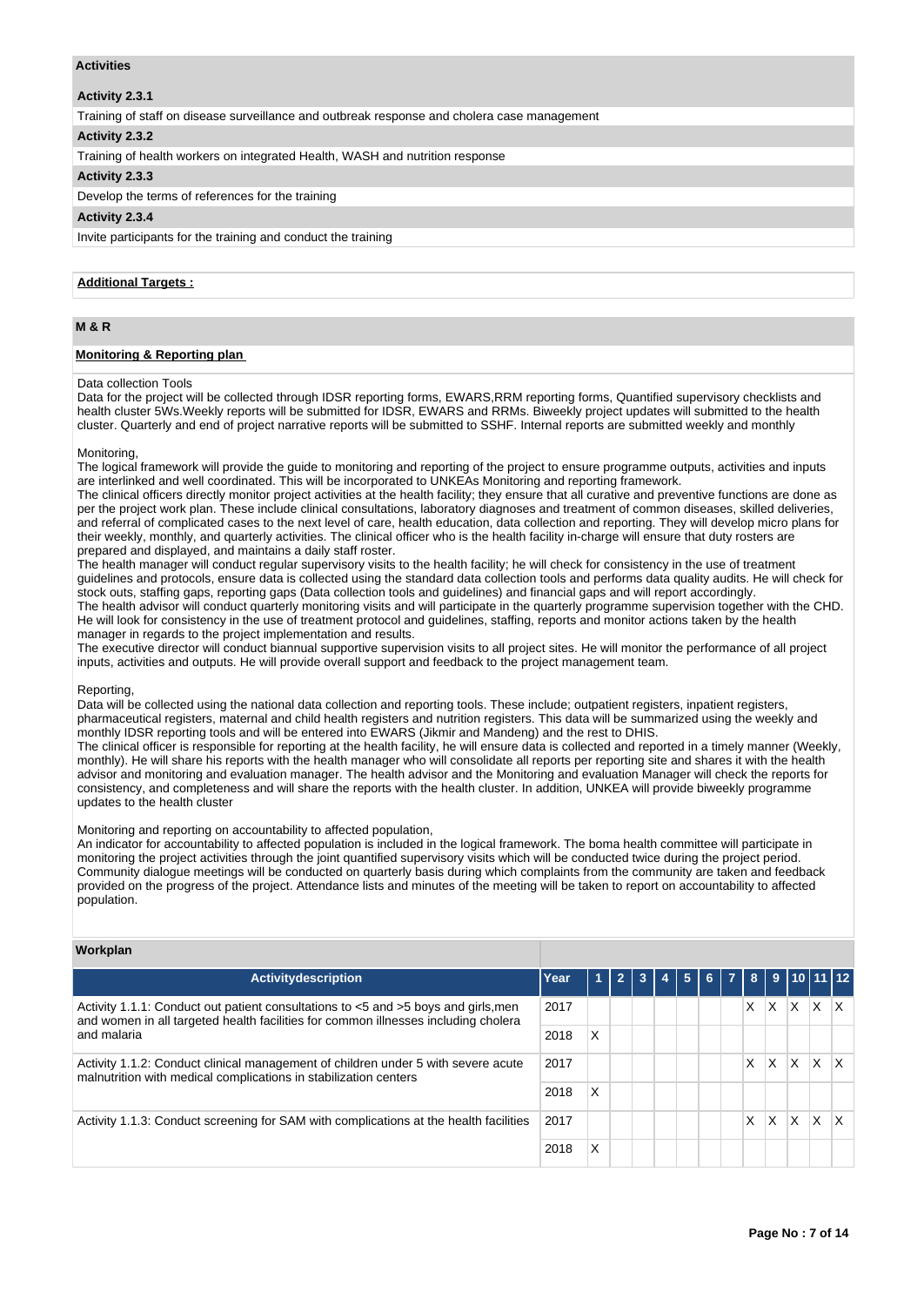## Activities

### Activity 2.3.1

Training of staff on disease surveillance and outbreak response and cholera case management

### Activity 2.3.2

Training of health workers on integrated Health, WASH and nutrition response

### Activity 2.3.3

Develop the terms of references for the training

### Activity 2.3.4

Invite participants for the training and conduct the training

**Additional Targets :**

## M & R

**Monitoring & Reporting plan**

Data collection Tools
Data for the project will be collected through IDSR reporting forms, EWARS,RRM reporting forms, Quantified supervisory checklists and health cluster 5Ws.Weekly reports will be submitted for IDSR, EWARS and RRMs. Biweekly project updates will submitted to the health cluster. Quarterly and end of project narrative reports will be submitted to SSHF. Internal reports are submitted weekly and monthly

Monitoring,
The logical framework will provide the guide to monitoring and reporting of the project to ensure programme outputs, activities and inputs are interlinked and well coordinated. This will be incorporated to UNKEAs Monitoring and reporting framework.
The clinical officers directly monitor project activities at the health facility; they ensure that all curative and preventive functions are done as per the project work plan. These include clinical consultations, laboratory diagnoses and treatment of common diseases, skilled deliveries, and referral of complicated cases to the next level of care, health education, data collection and reporting. They will develop micro plans for their weekly, monthly, and quarterly activities. The clinical officer who is the health facility in-charge will ensure that duty rosters are prepared and displayed, and maintains a daily staff roster.
The health manager will conduct regular supervisory visits to the health facility; he will check for consistency in the use of treatment guidelines and protocols, ensure data is collected using the standard data collection tools and performs data quality audits. He will check for stock outs, staffing gaps, reporting gaps (Data collection tools and guidelines) and financial gaps and will report accordingly.
The health advisor will conduct quarterly monitoring visits and will participate in the quarterly programme supervision together with the CHD. He will look for consistency in the use of treatment protocol and guidelines, staffing, reports and monitor actions taken by the health manager in regards to the project implementation and results.
The executive director will conduct biannual supportive supervision visits to all project sites. He will monitor the performance of all project inputs, activities and outputs. He will provide overall support and feedback to the project management team.

Reporting,
Data will be collected using the national data collection and reporting tools. These include; outpatient registers, inpatient registers, pharmaceutical registers, maternal and child health registers and nutrition registers. This data will be summarized using the weekly and monthly IDSR reporting tools and will be entered into EWARS (Jikmir and Mandeng) and the rest to DHIS.
The clinical officer is responsible for reporting at the health facility, he will ensure data is collected and reported in a timely manner (Weekly, monthly). He will share his reports with the health manager who will consolidate all reports per reporting site and shares it with the health advisor and monitoring and evaluation manager. The health advisor and the Monitoring and evaluation Manager will check the reports for consistency, and completeness and will share the reports with the health cluster. In addition, UNKEA will provide biweekly programme updates to the health cluster

Monitoring and reporting on accountability to affected population,
An indicator for accountability to affected population is included in the logical framework. The boma health committee will participate in monitoring the project activities through the joint quantified supervisory visits which will be conducted twice during the project period. Community dialogue meetings will be conducted on quarterly basis during which complaints from the community are taken and feedback provided on the progress of the project. Attendance lists and minutes of the meeting will be taken to report on accountability to affected population.

**Workplan**

| Activitydescription | Year | 1 | 2 | 3 | 4 | 5 | 6 | 7 | 8 | 9 | 10 | 11 | 12 |
|---|---|---|---|---|---|---|---|---|---|---|---|---|---|
| Activity 1.1.1: Conduct out patient consultations to <5 and >5 boys and girls,men and women in all targeted health facilities for common illnesses including cholera and malaria | 2017 | | | | | | | | X | X | X | X | X |
| | 2018 | X | | | | | | | | | | | |
| Activity 1.1.2: Conduct clinical management of children under 5 with severe acute malnutrition with medical complications in stabilization centers | 2017 | | | | | | | | X | X | X | X | X |
| | 2018 | X | | | | | | | | | | | |
| Activity 1.1.3: Conduct screening for SAM with complications at the health facilities | 2017 | | | | | | | | X | X | X | X | X |
| | 2018 | X | | | | | | | | | | | |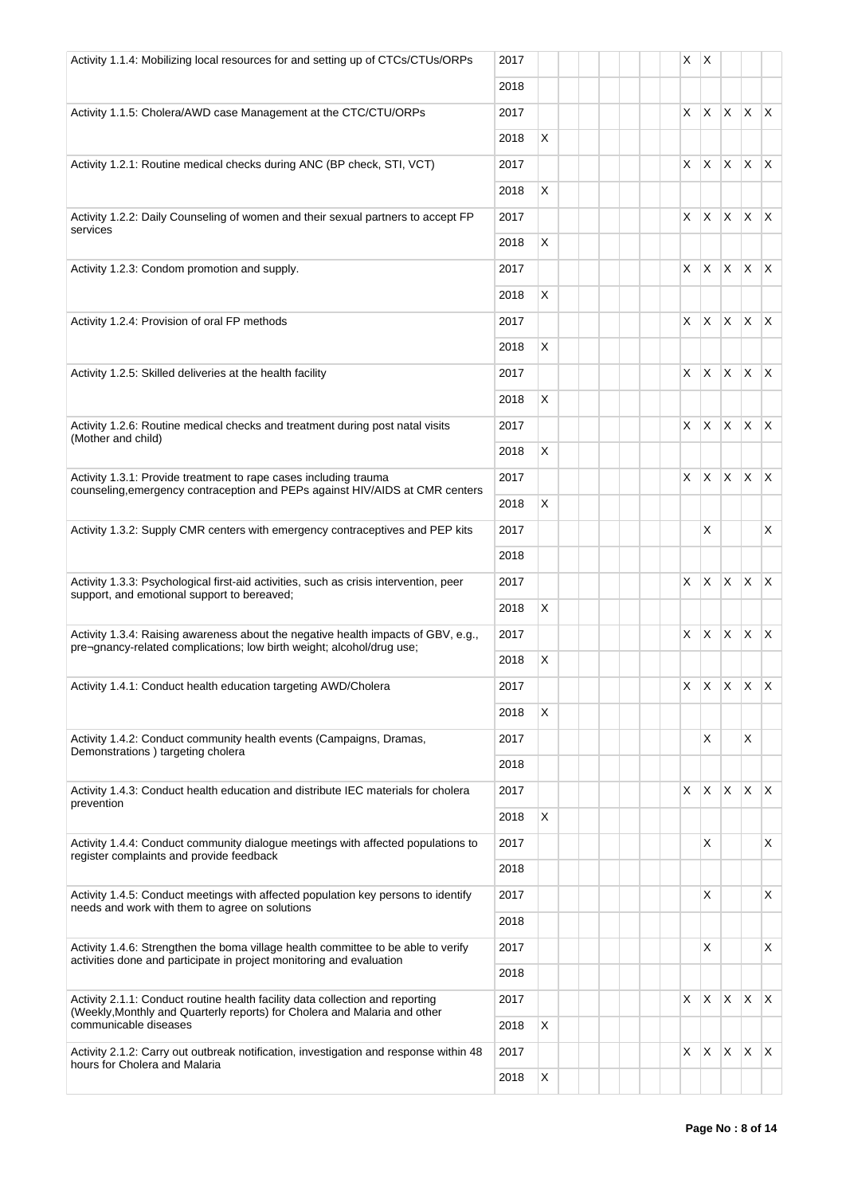| | | | | | | | | | | | | | |
|---|---|---|---|---|---|---|---|---|---|---|---|---|---|
| Activity 1.1.4: Mobilizing local resources for and setting up of CTCs/CTUs/ORPs | 2017 | | | | | | | | X | X | | | |
| | 2018 | | | | | | | | | | | | |
| Activity 1.1.5: Cholera/AWD case Management at the CTC/CTU/ORPs | 2017 | | | | | | | | X | X | X | X | X |
| | 2018 | X | | | | | | | | | | | |
| Activity 1.2.1: Routine medical checks during ANC (BP check, STI, VCT) | 2017 | | | | | | | | X | X | X | X | X |
| | 2018 | X | | | | | | | | | | | |
| Activity 1.2.2: Daily Counseling of women and their sexual partners to accept FP services | 2017 | | | | | | | | X | X | X | X | X |
| | 2018 | X | | | | | | | | | | | |
| Activity 1.2.3: Condom promotion and supply. | 2017 | | | | | | | | X | X | X | X | X |
| | 2018 | X | | | | | | | | | | | |
| Activity 1.2.4: Provision of oral FP methods | 2017 | | | | | | | | X | X | X | X | X |
| | 2018 | X | | | | | | | | | | | |
| Activity 1.2.5: Skilled deliveries at the health facility | 2017 | | | | | | | | X | X | X | X | X |
| | 2018 | X | | | | | | | | | | | |
| Activity 1.2.6: Routine medical checks and treatment during post natal visits (Mother and child) | 2017 | | | | | | | | X | X | X | X | X |
| | 2018 | X | | | | | | | | | | | |
| Activity 1.3.1: Provide treatment to rape cases including trauma counseling,emergency contraception and PEPs against HIV/AIDS at CMR centers | 2017 | | | | | | | | X | X | X | X | X |
| | 2018 | X | | | | | | | | | | | |
| Activity 1.3.2: Supply CMR centers with emergency contraceptives and PEP kits | 2017 | | | | | | | | | X | | | X |
| | 2018 | | | | | | | | | | | | |
| Activity 1.3.3: Psychological first-aid activities, such as crisis intervention, peer support, and emotional support to bereaved; | 2017 | | | | | | | | X | X | X | X | X |
| | 2018 | X | | | | | | | | | | | |
| Activity 1.3.4: Raising awareness about the negative health impacts of GBV, e.g., pre¬gnancy-related complications; low birth weight; alcohol/drug use; | 2017 | | | | | | | | X | X | X | X | X |
| | 2018 | X | | | | | | | | | | | |
| Activity 1.4.1: Conduct health education targeting AWD/Cholera | 2017 | | | | | | | | X | X | X | X | X |
| | 2018 | X | | | | | | | | | | | |
| Activity 1.4.2: Conduct community health events (Campaigns, Dramas, Demonstrations ) targeting cholera | 2017 | | | | | | | | | X | | X | |
| | 2018 | | | | | | | | | | | | |
| Activity 1.4.3: Conduct health education and distribute IEC materials for cholera prevention | 2017 | | | | | | | | X | X | X | X | X |
| | 2018 | X | | | | | | | | | | | |
| Activity 1.4.4: Conduct community dialogue meetings with affected populations to register complaints and provide feedback | 2017 | | | | | | | | | X | | | X |
| | 2018 | | | | | | | | | | | | |
| Activity 1.4.5: Conduct meetings with affected population key persons to identify needs and work with them to agree on solutions | 2017 | | | | | | | | | X | | | X |
| | 2018 | | | | | | | | | | | | |
| Activity 1.4.6: Strengthen the boma village health committee to be able to verify activities done and participate in project monitoring and evaluation | 2017 | | | | | | | | | X | | | X |
| | 2018 | | | | | | | | | | | | |
| Activity 2.1.1: Conduct routine health facility data collection and reporting (Weekly,Monthly and Quarterly reports) for Cholera and Malaria and other communicable diseases | 2017 | | | | | | | | X | X | X | X | X |
| | 2018 | X | | | | | | | | | | | |
| Activity 2.1.2: Carry out outbreak notification, investigation and response within 48 hours for Cholera and Malaria | 2017 | | | | | | | | X | X | X | X | X |
| | 2018 | X | | | | | | | | | | | |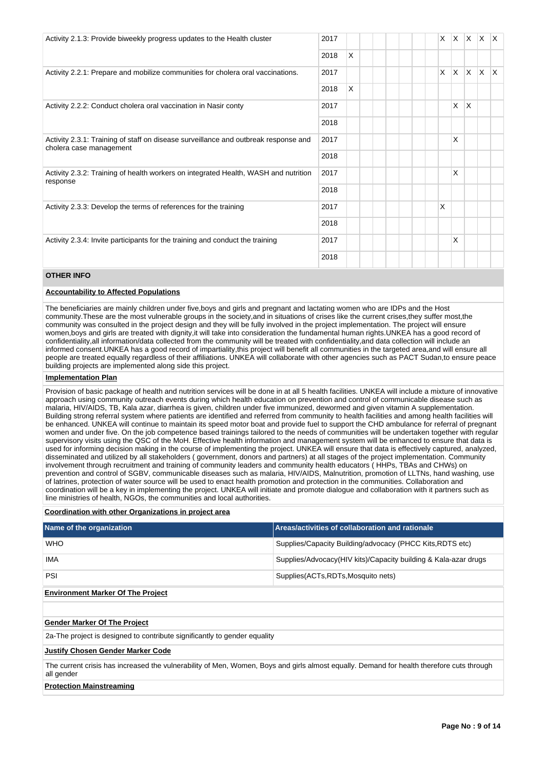| | | | | | | | | | | | | | |
|---|---|---|---|---|---|---|---|---|---|---|---|---|---|
| Activity 2.1.3: Provide biweekly progress updates to the Health cluster | 2017 | | | | | | | | X | X | X | X | X |
| | 2018 | X | | | | | | | | | | | |
| Activity 2.2.1: Prepare and mobilize communities for cholera oral vaccinations. | 2017 | | | | | | | | X | X | X | X | X |
| | 2018 | X | | | | | | | | | | | |
| Activity 2.2.2: Conduct cholera oral vaccination in Nasir conty | 2017 | | | | | | | | | X | X | | |
| | 2018 | | | | | | | | | | | | |
| Activity 2.3.1: Training of staff on disease surveillance and outbreak response and cholera case management | 2017 | | | | | | | | | X | | | |
| | 2018 | | | | | | | | | | | | |
| Activity 2.3.2: Training of health workers on integrated Health, WASH and nutrition response | 2017 | | | | | | | | | X | | | |
| | 2018 | | | | | | | | | | | | |
| Activity 2.3.3: Develop the terms of references for the training | 2017 | | | | | | | | X | | | | |
| | 2018 | | | | | | | | | | | | |
| Activity 2.3.4: Invite participants for the training and conduct the training | 2017 | | | | | | | | | X | | | |
| | 2018 | | | | | | | | | | | | |

## OTHER INFO

**Accountability to Affected Populations**

The beneficiaries are mainly children under five,boys and girls and pregnant and lactating women who are IDPs and the Host community.These are the most vulnerable groups in the society,and in situations of crises like the current crises,they suffer most,the community was consulted in the project design and they will be fully involved in the project implementation. The project will ensure women,boys and girls are treated with dignity,it will take into consideration the fundamental human rights.UNKEA has a good record of confidentiality,all information/data collected from the community will be treated with confidentiality,and data collection will include an informed consent.UNKEA has a good record of impartiality,this project will benefit all communities in the targeted area,and will ensure all people are treated equally regardless of their affiliations. UNKEA will collaborate with other agencies such as PACT Sudan,to ensure peace building projects are implemented along side this project.

**Implementation Plan**

Provision of basic package of health and nutrition services will be done in at all 5 health facilities. UNKEA will include a mixture of innovative approach using community outreach events during which health education on prevention and control of communicable disease such as malaria, HIV/AIDS, TB, Kala azar, diarrhea is given, children under five immunized, dewormed and given vitamin A supplementation. Building strong referral system where patients are identified and referred from community to health facilities and among health facilities will be enhanced. UNKEA will continue to maintain its speed motor boat and provide fuel to support the CHD ambulance for referral of pregnant women and under five. On the job competence based trainings tailored to the needs of communities will be undertaken together with regular supervisory visits using the QSC of the MoH. Effective health information and management system will be enhanced to ensure that data is used for informing decision making in the course of implementing the project. UNKEA will ensure that data is effectively captured, analyzed, disseminated and utilized by all stakeholders ( government, donors and partners) at all stages of the project implementation. Community involvement through recruitment and training of community leaders and community health educators ( HHPs, TBAs and CHWs) on prevention and control of SGBV, communicable diseases such as malaria, HIV/AIDS, Malnutrition, promotion of LLTNs, hand washing, use of latrines, protection of water source will be used to enact health promotion and protection in the communities. Collaboration and coordination will be a key in implementing the project. UNKEA will initiate and promote dialogue and collaboration with it partners such as line ministries of health, NGOs, the communities and local authorities.

**Coordination with other Organizations in project area**

| Name of the organization | Areas/activities of collaboration and rationale |
|---|---|
| WHO | Supplies/Capacity Building/advocacy (PHCC Kits,RDTS etc) |
| IMA | Supplies/Advocacy(HIV kits)/Capacity building & Kala-azar drugs |
| PSI | Supplies(ACTs,RDTs,Mosquito nets) |

**Environment Marker Of The Project**

**Gender Marker Of The Project**

2a-The project is designed to contribute significantly to gender equality

**Justify Chosen Gender Marker Code**

The current crisis has increased the vulnerability of Men, Women, Boys and girls almost equally. Demand for health therefore cuts through all gender

**Protection Mainstreaming**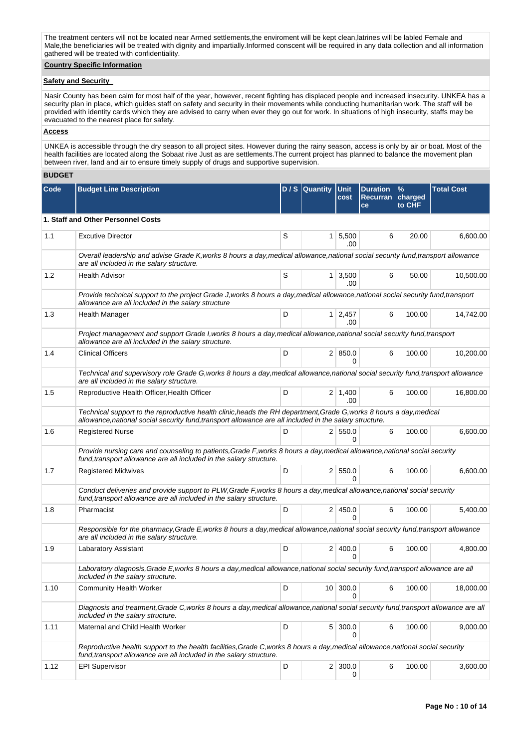The treatment centers will not be located near Armed settlements,the enviroment will be kept clean,latrines will be labled Female and Male,the beneficiaries will be treated with dignity and impartially.Informed conscent will be required in any data collection and all information gathered will be treated with confidentiality.

**Country Specific Information**

**Safety and Security**

Nasir County has been calm for most half of the year, however, recent fighting has displaced people and increased insecurity. UNKEA has a security plan in place, which guides staff on safety and security in their movements while conducting humanitarian work. The staff will be provided with identity cards which they are advised to carry when ever they go out for work. In situations of high insecurity, staffs may be evacuated to the nearest place for safety.

**Access**

UNKEA is accessible through the dry season to all project sites. However during the rainy season, access is only by air or boat. Most of the health facilities are located along the Sobaat rive Just as are settlements.The current project has planned to balance the movement plan between river, land and air to ensure timely supply of drugs and supportive supervision.

**BUDGET**

| Code | Budget Line Description | D / S | Quantity | Unit cost | Duration Recurrance | % charged to CHF | Total Cost |
|---|---|---|---|---|---|---|---|
| **1. Staff and Other Personnel Costs** | | | | | | | |
| 1.1 | Excutive Director | S | 1 | 5,500.00 | 6 | 20.00 | 6,600.00 |
| | *Overall leadership and advise Grade K,works 8 hours a day,medical allowance,national social security fund,transport allowance are all included in the salary structure.* | | | | | | |
| 1.2 | Health Advisor | S | 1 | 3,500.00 | 6 | 50.00 | 10,500.00 |
| | *Provide technical support to the project Grade J,works 8 hours a day,medical allowance,national social security fund,transport allowance are all included in the salary structure* | | | | | | |
| 1.3 | Health Manager | D | 1 | 2,457.00 | 6 | 100.00 | 14,742.00 |
| | *Project management and support Grade I,works 8 hours a day,medical allowance,national social security fund,transport allowance are all included in the salary structure.* | | | | | | |
| 1.4 | Clinical Officers | D | 2 | 850.00 | 6 | 100.00 | 10,200.00 |
| | *Technical and supervisory role Grade G,works 8 hours a day,medical allowance,national social security fund,transport allowance are all included in the salary structure.* | | | | | | |
| 1.5 | Reproductive Health Officer,Health Officer | D | 2 | 1,400.00 | 6 | 100.00 | 16,800.00 |
| | *Technical support to the reproductive health clinic,heads the RH department,Grade G,works 8 hours a day,medical allowance,national social security fund,transport allowance are all included in the salary structure.* | | | | | | |
| 1.6 | Registered Nurse | D | 2 | 550.00 | 6 | 100.00 | 6,600.00 |
| | *Provide nursing care and counseling to patients,Grade F,works 8 hours a day,medical allowance,national social security fund,transport allowance are all included in the salary structure.* | | | | | | |
| 1.7 | Registered Midwives | D | 2 | 550.00 | 6 | 100.00 | 6,600.00 |
| | *Conduct deliveries and provide support to PLW,Grade F,works 8 hours a day,medical allowance,national social security fund,transport allowance are all included in the salary structure.* | | | | | | |
| 1.8 | Pharmacist | D | 2 | 450.00 | 6 | 100.00 | 5,400.00 |
| | *Responsible for the pharmacy,Grade E,works 8 hours a day,medical allowance,national social security fund,transport allowance are all included in the salary structure.* | | | | | | |
| 1.9 | Labaratory Assistant | D | 2 | 400.00 | 6 | 100.00 | 4,800.00 |
| | *Laboratory diagnosis,Grade E,works 8 hours a day,medical allowance,national social security fund,transport allowance are all included in the salary structure.* | | | | | | |
| 1.10 | Community Health Worker | D | 10 | 300.00 | 6 | 100.00 | 18,000.00 |
| | *Diagnosis and treatment,Grade C,works 8 hours a day,medical allowance,national social security fund,transport allowance are all included in the salary structure.* | | | | | | |
| 1.11 | Maternal and Child Health Worker | D | 5 | 300.00 | 6 | 100.00 | 9,000.00 |
| | *Reproductive health support to the health facilities,Grade C,works 8 hours a day,medical allowance,national social security fund,transport allowance are all included in the salary structure.* | | | | | | |
| 1.12 | EPI Supervisor | D | 2 | 300.00 | 6 | 100.00 | 3,600.00 |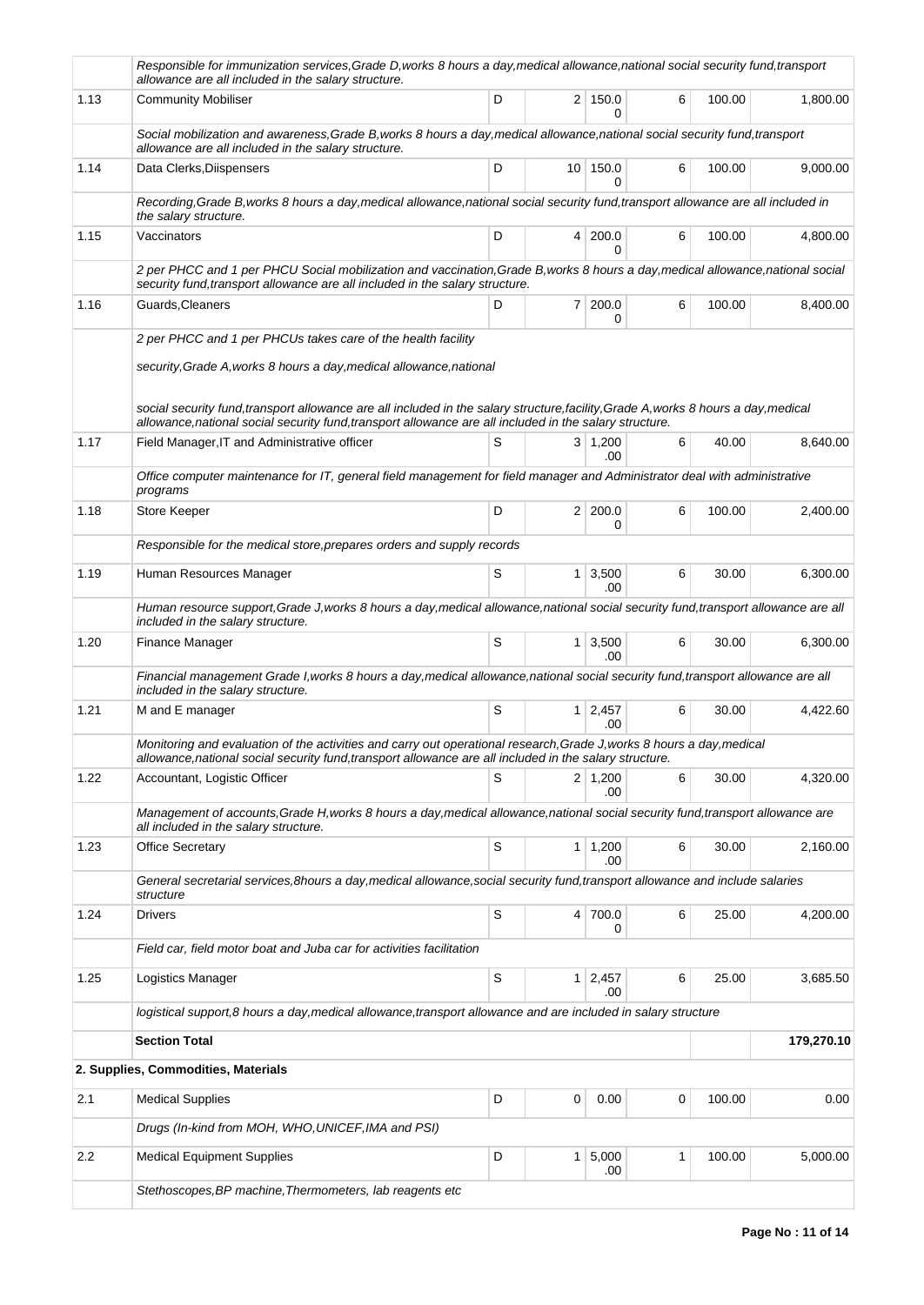| | | | | | | | |
|---|---|---|---|---|---|---|---|
| | *Responsible for immunization services,Grade D,works 8 hours a day,medical allowance,national social security fund,transport allowance are all included in the salary structure.* | | | | | | |
| 1.13 | Community Mobiliser | D | 2 | 150.00 | 6 | 100.00 | 1,800.00 |
| | *Social mobilization and awareness,Grade B,works 8 hours a day,medical allowance,national social security fund,transport allowance are all included in the salary structure.* | | | | | | |
| 1.14 | Data Clerks,Diispensers | D | 10 | 150.00 | 6 | 100.00 | 9,000.00 |
| | *Recording,Grade B,works 8 hours a day,medical allowance,national social security fund,transport allowance are all included in the salary structure.* | | | | | | |
| 1.15 | Vaccinators | D | 4 | 200.00 | 6 | 100.00 | 4,800.00 |
| | *2 per PHCC and 1 per PHCU Social mobilization and vaccination,Grade B,works 8 hours a day,medical allowance,national social security fund,transport allowance are all included in the salary structure.* | | | | | | |
| 1.16 | Guards,Cleaners | D | 7 | 200.00 | 6 | 100.00 | 8,400.00 |
| | *2 per PHCC and 1 per PHCUs takes care of the health facility security,Grade A,works 8 hours a day,medical allowance,national social security fund,transport allowance are all included in the salary structure,facility,Grade A,works 8 hours a day,medical allowance,national social security fund,transport allowance are all included in the salary structure.* | | | | | | |
| 1.17 | Field Manager,IT and Administrative officer | S | 3 | 1,200.00 | 6 | 40.00 | 8,640.00 |
| | *Office computer maintenance for IT, general field management for field manager and Administrator deal with administrative programs* | | | | | | |
| 1.18 | Store Keeper | D | 2 | 200.00 | 6 | 100.00 | 2,400.00 |
| | *Responsible for the medical store,prepares orders and supply records* | | | | | | |
| 1.19 | Human Resources Manager | S | 1 | 3,500.00 | 6 | 30.00 | 6,300.00 |
| | *Human resource support,Grade J,works 8 hours a day,medical allowance,national social security fund,transport allowance are all included in the salary structure.* | | | | | | |
| 1.20 | Finance Manager | S | 1 | 3,500.00 | 6 | 30.00 | 6,300.00 |
| | *Financial management Grade I,works 8 hours a day,medical allowance,national social security fund,transport allowance are all included in the salary structure.* | | | | | | |
| 1.21 | M and E manager | S | 1 | 2,457.00 | 6 | 30.00 | 4,422.60 |
| | *Monitoring and evaluation of the activities and carry out operational research,Grade J,works 8 hours a day,medical allowance,national social security fund,transport allowance are all included in the salary structure.* | | | | | | |
| 1.22 | Accountant, Logistic Officer | S | 2 | 1,200.00 | 6 | 30.00 | 4,320.00 |
| | *Management of accounts,Grade H,works 8 hours a day,medical allowance,national social security fund,transport allowance are all included in the salary structure.* | | | | | | |
| 1.23 | Office Secretary | S | 1 | 1,200.00 | 6 | 30.00 | 2,160.00 |
| | *General secretarial services,8hours a day,medical allowance,social security fund,transport allowance and include salaries structure* | | | | | | |
| 1.24 | Drivers | S | 4 | 700.00 | 6 | 25.00 | 4,200.00 |
| | *Field car, field motor boat and Juba car for activities facilitation* | | | | | | |
| 1.25 | Logistics Manager | S | 1 | 2,457.00 | 6 | 25.00 | 3,685.50 |
| | *logistical support,8 hours a day,medical allowance,transport allowance and are included in salary structure* | | | | | | |
| | **Section Total** | | | | | | **179,270.10** |
| **2. Supplies, Commodities, Materials** | | | | | | | |
| 2.1 | Medical Supplies | D | 0 | 0.00 | 0 | 100.00 | 0.00 |
| | *Drugs (In-kind from MOH, WHO,UNICEF,IMA and PSI)* | | | | | | |
| 2.2 | Medical Equipment Supplies | D | 1 | 5,000.00 | 1 | 100.00 | 5,000.00 |
| | *Stethoscopes,BP machine,Thermometers, lab reagents etc* | | | | | | |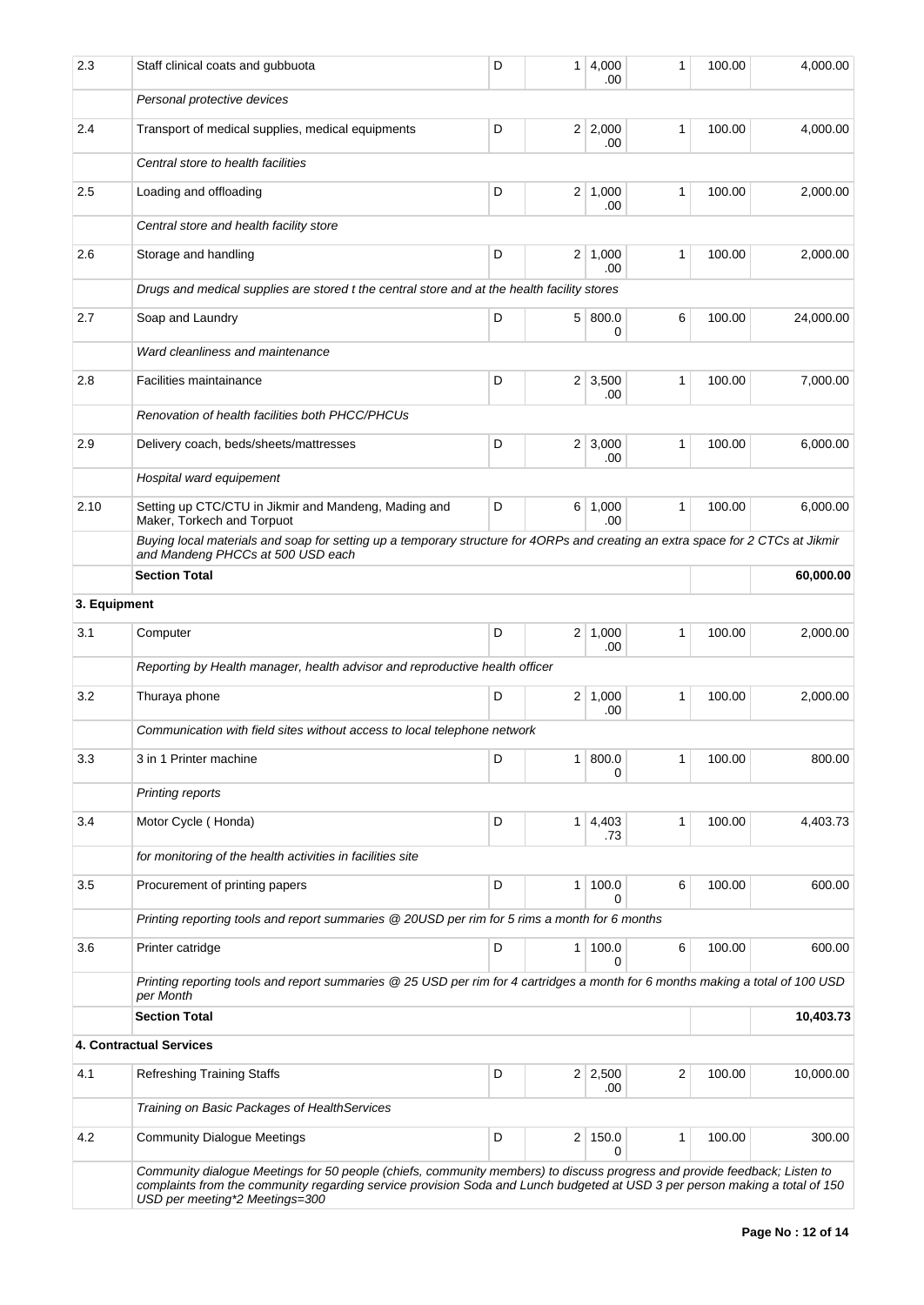| | | | | | | | |
|---|---|---|---|---|---|---|---|
| 2.3 | Staff clinical coats and gubbuota | D | 1 | 4,000.00 | 1 | 100.00 | 4,000.00 |
| | *Personal protective devices* | | | | | | |
| 2.4 | Transport of medical supplies, medical equipments | D | 2 | 2,000.00 | 1 | 100.00 | 4,000.00 |
| | *Central store to health facilities* | | | | | | |
| 2.5 | Loading and offloading | D | 2 | 1,000.00 | 1 | 100.00 | 2,000.00 |
| | *Central store and health facility store* | | | | | | |
| 2.6 | Storage and handling | D | 2 | 1,000.00 | 1 | 100.00 | 2,000.00 |
| | *Drugs and medical supplies are stored t the central store and at the health facility stores* | | | | | | |
| 2.7 | Soap and Laundry | D | 5 | 800.00 | 6 | 100.00 | 24,000.00 |
| | *Ward cleanliness and maintenance* | | | | | | |
| 2.8 | Facilities maintainance | D | 2 | 3,500.00 | 1 | 100.00 | 7,000.00 |
| | *Renovation of health facilities both PHCC/PHCUs* | | | | | | |
| 2.9 | Delivery coach, beds/sheets/mattresses | D | 2 | 3,000.00 | 1 | 100.00 | 6,000.00 |
| | *Hospital ward equipement* | | | | | | |
| 2.10 | Setting up CTC/CTU in Jikmir and Mandeng, Mading and Maker, Torkech and Torpuot | D | 6 | 1,000.00 | 1 | 100.00 | 6,000.00 |
| | *Buying local materials and soap for setting up a temporary structure for 4ORPs and creating an extra space for 2 CTCs at Jikmir and Mandeng PHCCs at 500 USD each* | | | | | | |
| | **Section Total** | | | | | | **60,000.00** |
| **3. Equipment** | | | | | | | |
| 3.1 | Computer | D | 2 | 1,000.00 | 1 | 100.00 | 2,000.00 |
| | *Reporting by Health manager, health advisor and reproductive health officer* | | | | | | |
| 3.2 | Thuraya phone | D | 2 | 1,000.00 | 1 | 100.00 | 2,000.00 |
| | *Communication with field sites without access to local telephone network* | | | | | | |
| 3.3 | 3 in 1 Printer machine | D | 1 | 800.00 | 1 | 100.00 | 800.00 |
| | *Printing reports* | | | | | | |
| 3.4 | Motor Cycle ( Honda) | D | 1 | 4,403.73 | 1 | 100.00 | 4,403.73 |
| | *for monitoring of the health activities in facilities site* | | | | | | |
| 3.5 | Procurement of printing papers | D | 1 | 100.00 | 6 | 100.00 | 600.00 |
| | *Printing reporting tools and report summaries @ 20USD per rim for 5 rims a month for 6 months* | | | | | | |
| 3.6 | Printer catridge | D | 1 | 100.00 | 6 | 100.00 | 600.00 |
| | *Printing reporting tools and report summaries @ 25 USD per rim for 4 cartridges a month for 6 months making a total of 100 USD per Month* | | | | | | |
| | **Section Total** | | | | | | **10,403.73** |
| **4. Contractual Services** | | | | | | | |
| 4.1 | Refreshing Training Staffs | D | 2 | 2,500.00 | 2 | 100.00 | 10,000.00 |
| | *Training on Basic Packages of HealthServices* | | | | | | |
| 4.2 | Community Dialogue Meetings | D | 2 | 150.00 | 1 | 100.00 | 300.00 |
| | *Community dialogue Meetings for 50 people (chiefs, community members) to discuss progress and provide feedback; Listen to complaints from the community regarding service provision Soda and Lunch budgeted at USD 3 per person making a total of 150 USD per meeting*2 Meetings=300* | | | | | | |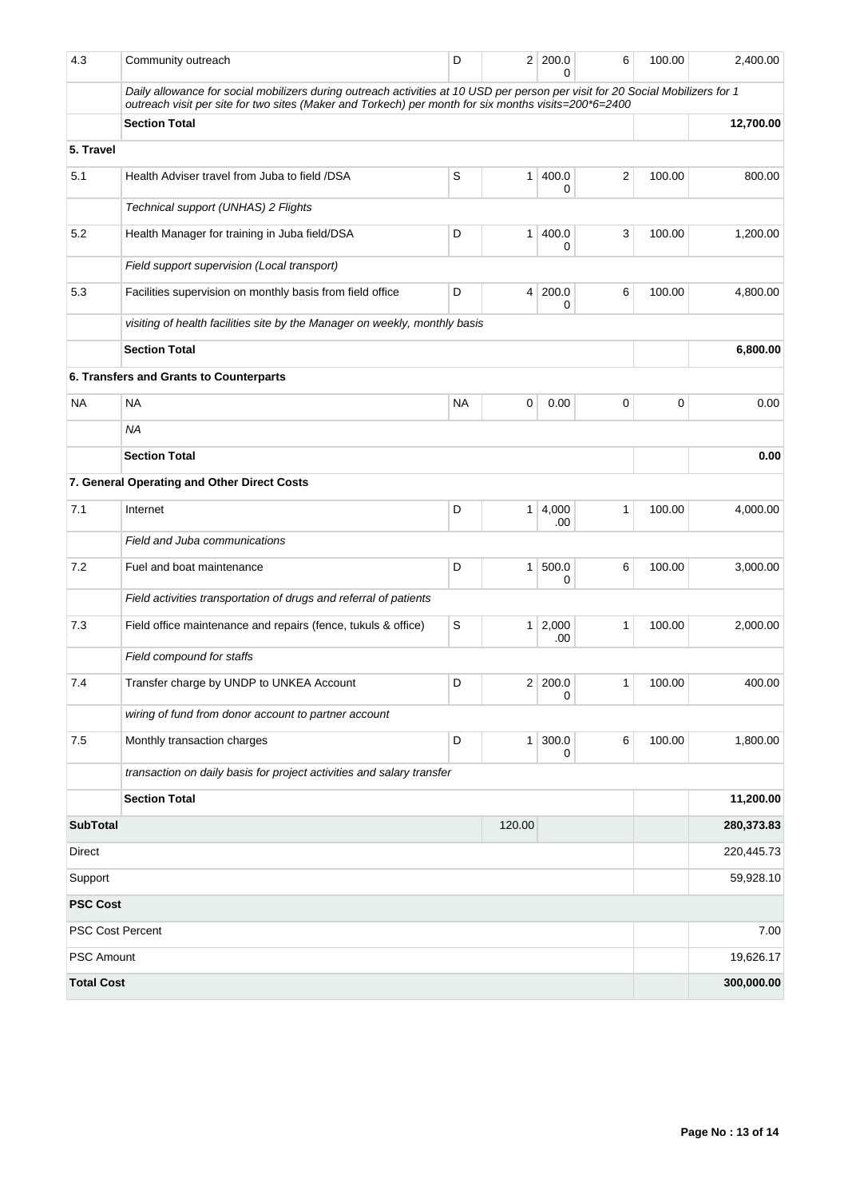| 4.3 | Community outreach | D | 2 | 200.00 | 6 | 100.00 | 2,400.00 |
|---|---|---|---|---|---|---|---|
| | *Daily allowance for social mobilizers during outreach activities at 10 USD per person per visit for 20 Social Mobilizers for 1 outreach visit per site for two sites (Maker and Torkech) per month for six months visits=200*6=2400* | | | | | | |
| | **Section Total** | | | | | | **12,700.00** |
| **5. Travel** | | | | | | | |
| 5.1 | Health Adviser travel from Juba to field /DSA | S | 1 | 400.00 | 2 | 100.00 | 800.00 |
| | *Technical support (UNHAS) 2 Flights* | | | | | | |
| 5.2 | Health Manager for training in Juba field/DSA | D | 1 | 400.00 | 3 | 100.00 | 1,200.00 |
| | *Field support supervision (Local transport)* | | | | | | |
| 5.3 | Facilities supervision on monthly basis from field office | D | 4 | 200.00 | 6 | 100.00 | 4,800.00 |
| | *visiting of health facilities site by the Manager on weekly, monthly basis* | | | | | | |
| | **Section Total** | | | | | | **6,800.00** |
| | **6. Transfers and Grants to Counterparts** | | | | | | |
| NA | NA | NA | 0 | 0.00 | 0 | 0 | 0.00 |
| | *NA* | | | | | | |
| | **Section Total** | | | | | | **0.00** |
| | **7. General Operating and Other Direct Costs** | | | | | | |
| 7.1 | Internet | D | 1 | 4,000.00 | 1 | 100.00 | 4,000.00 |
| | *Field and Juba communications* | | | | | | |
| 7.2 | Fuel and boat maintenance | D | 1 | 500.00 | 6 | 100.00 | 3,000.00 |
| | *Field activities transportation of drugs and referral of patients* | | | | | | |
| 7.3 | Field office maintenance and repairs (fence, tukuls & office) | S | 1 | 2,000.00 | 1 | 100.00 | 2,000.00 |
| | *Field compound for staffs* | | | | | | |
| 7.4 | Transfer charge by UNDP to UNKEA Account | D | 2 | 200.00 | 1 | 100.00 | 400.00 |
| | *wiring of fund from donor account to partner account* | | | | | | |
| 7.5 | Monthly transaction charges | D | 1 | 300.00 | 6 | 100.00 | 1,800.00 |
| | *transaction on daily basis for project activities and salary transfer* | | | | | | |
| | **Section Total** | | | | | | **11,200.00** |
| **SubTotal** | | | 120.00 | | | | **280,373.83** |
| Direct | | | | | | | 220,445.73 |
| Support | | | | | | | 59,928.10 |
| **PSC Cost** | | | | | | | |
| PSC Cost Percent | | | | | | | 7.00 |
| PSC Amount | | | | | | | 19,626.17 |
| **Total Cost** | | | | | | | **300,000.00** |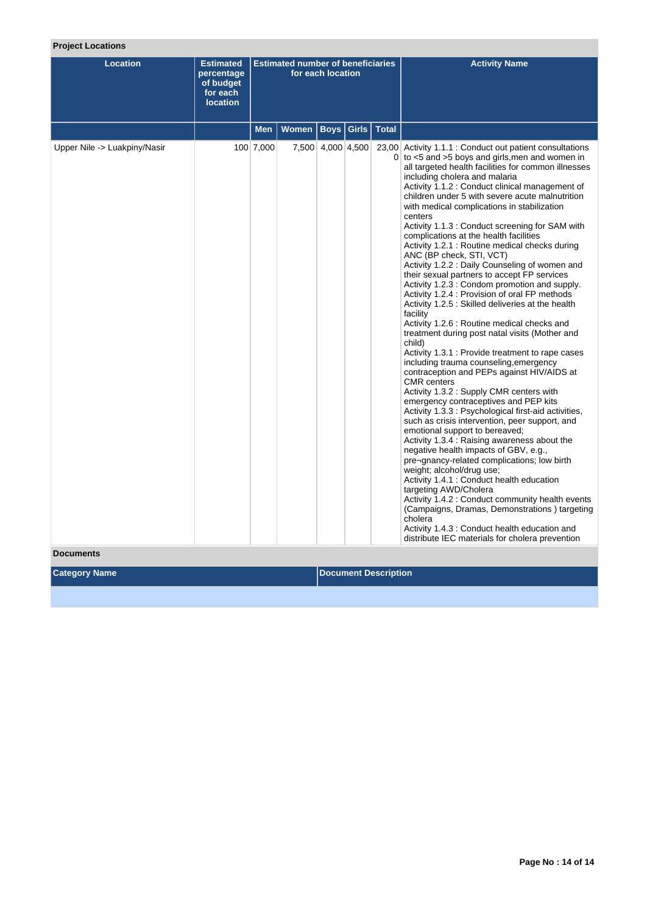**Project Locations**

| Location | Estimated percentage of budget for each location | Estimated number of beneficiaries for each location | | | | | Activity Name |
|---|---|---|---|---|---|---|---|
| | | Men | Women | Boys | Girls | Total | |
| Upper Nile -> Luakpiny/Nasir | 100 | 7,000 | 7,500 | 4,000 | 4,500 | 23,000 | Activity 1.1.1 : Conduct out patient consultations to <5 and >5 boys and girls,men and women in all targeted health facilities for common illnesses including cholera and malaria<br>Activity 1.1.2 : Conduct clinical management of children under 5 with severe acute malnutrition with medical complications in stabilization centers<br>Activity 1.1.3 : Conduct screening for SAM with complications at the health facilities<br>Activity 1.2.1 : Routine medical checks during ANC (BP check, STI, VCT)<br>Activity 1.2.2 : Daily Counseling of women and their sexual partners to accept FP services<br>Activity 1.2.3 : Condom promotion and supply.<br>Activity 1.2.4 : Provision of oral FP methods<br>Activity 1.2.5 : Skilled deliveries at the health facility<br>Activity 1.2.6 : Routine medical checks and treatment during post natal visits (Mother and child)<br>Activity 1.3.1 : Provide treatment to rape cases including trauma counseling,emergency contraception and PEPs against HIV/AIDS at CMR centers<br>Activity 1.3.2 : Supply CMR centers with emergency contraceptives and PEP kits<br>Activity 1.3.3 : Psychological first-aid activities, such as crisis intervention, peer support, and emotional support to bereaved;<br>Activity 1.3.4 : Raising awareness about the negative health impacts of GBV, e.g., pre¬gnancy-related complications; low birth weight; alcohol/drug use;<br>Activity 1.4.1 : Conduct health education targeting AWD/Cholera<br>Activity 1.4.2 : Conduct community health events (Campaigns, Dramas, Demonstrations ) targeting cholera<br>Activity 1.4.3 : Conduct health education and distribute IEC materials for cholera prevention |

**Documents**

| Category Name | Document Description |
|---|---|
| | |